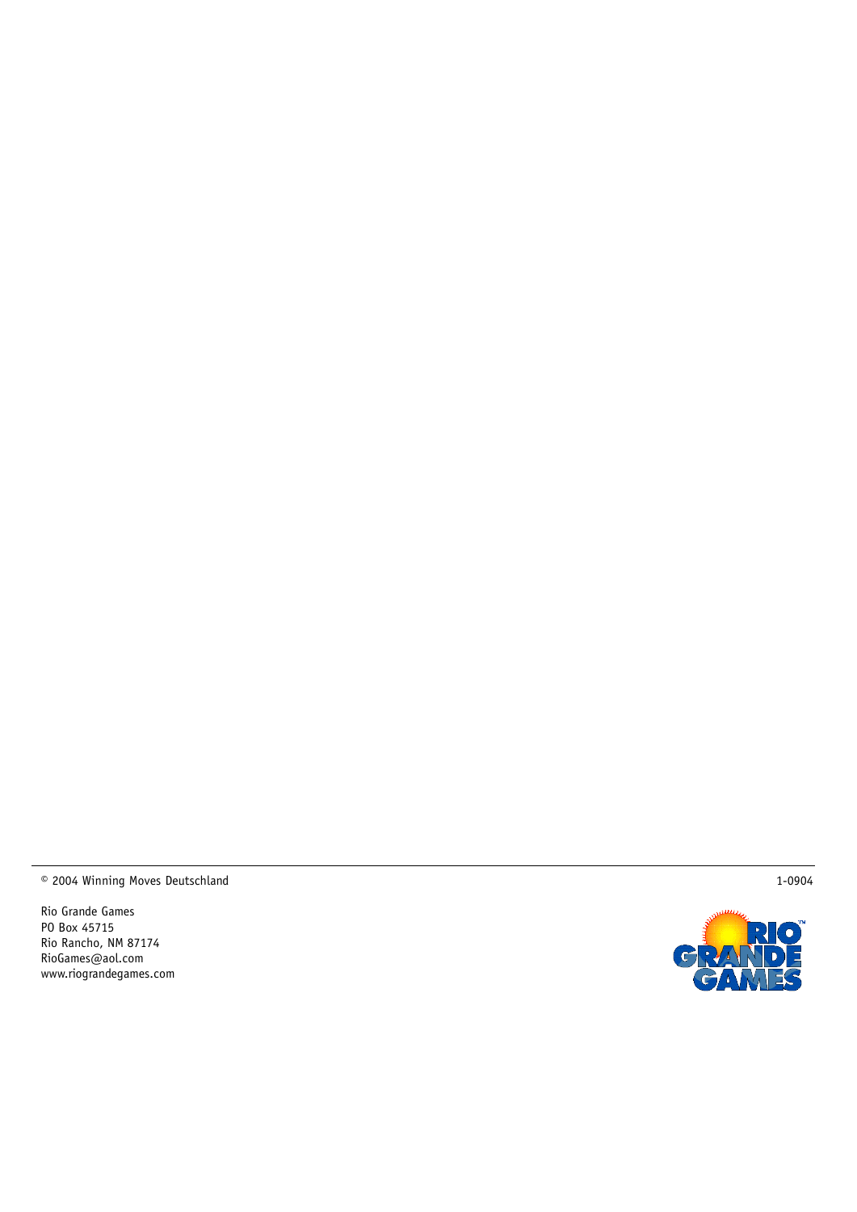© 2004 Winning Moves Deutschland

1-0904

Rio Grande Games
PO Box 45715
Rio Rancho, NM 87174
RioGames@aol.com
www.riograndegames.com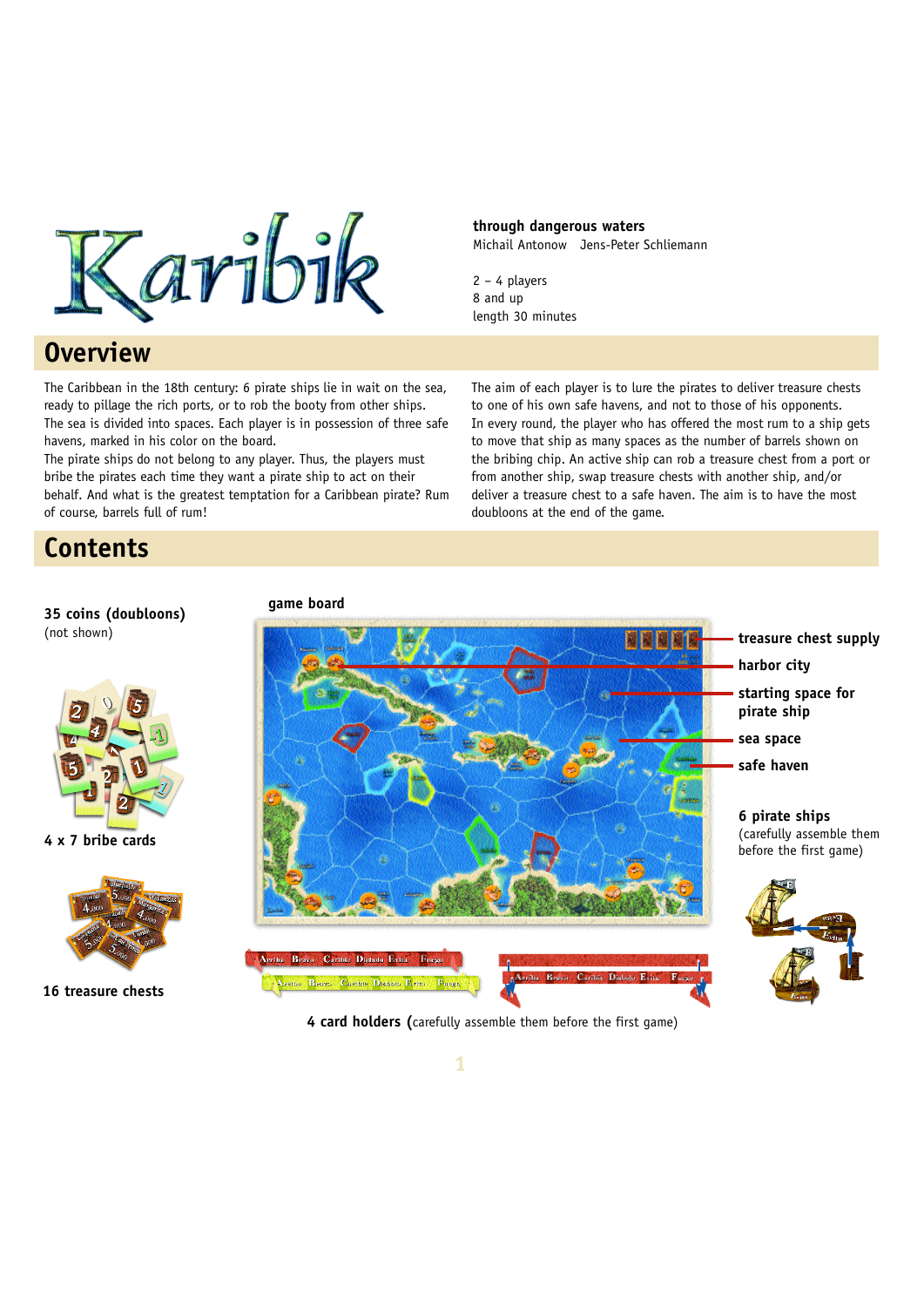# Karibik

**through dangerous waters**
Michail Antonow Jens-Peter Schliemann

2 – 4 players
8 and up
length 30 minutes

## Overview

The Caribbean in the 18th century: 6 pirate ships lie in wait on the sea, ready to pillage the rich ports, or to rob the booty from other ships. The sea is divided into spaces. Each player is in possession of three safe havens, marked in his color on the board.
The pirate ships do not belong to any player. Thus, the players must bribe the pirates each time they want a pirate ship to act on their behalf. And what is the greatest temptation for a Caribbean pirate? Rum of course, barrels full of rum!

The aim of each player is to lure the pirates to deliver treasure chests to one of his own safe havens, and not to those of his opponents.
In every round, the player who has offered the most rum to a ship gets to move that ship as many spaces as the number of barrels shown on the bribing chip. An active ship can rob a treasure chest from a port or from another ship, swap treasure chests with another ship, and/or deliver a treasure chest to a safe haven. The aim is to have the most doubloons at the end of the game.

## Contents

**35 coins (doubloons)**
(not shown)

**4 x 7 bribe cards**

**16 treasure chests**

**game board**

- **treasure chest supply**
- **harbor city**
- **starting space for pirate ship**
- **sea space**
- **safe haven**

**6 pirate ships**
(carefully assemble them before the first game)

**4 card holders** (carefully assemble them before the first game)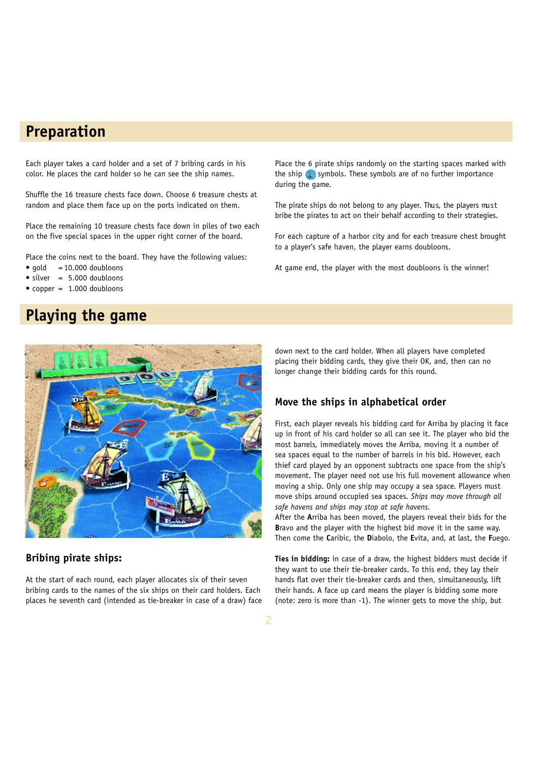## Preparation

Each player takes a card holder and a set of 7 bribing cards in his color. He places the card holder so he can see the ship names.

Shuffle the 16 treasure chests face down. Choose 6 treasure chests at random and place them face up on the ports indicated on them.

Place the remaining 10 treasure chests face down in piles of two each on the five special spaces in the upper right corner of the board.

Place the coins next to the board. They have the following values:

- gold = 10.000 doubloons
- silver = 5.000 doubloons
- copper = 1.000 doubloons

Place the 6 pirate ships randomly on the starting spaces marked with the ship symbols. These symbols are of no further importance during the game.

The pirate ships do not belong to any player. Thus, the players must bribe the pirates to act on their behalf according to their strategies.

For each capture of a harbor city and for each treasure chest brought to a player's safe haven, the player earns doubloons.

At game end, the player with the most doubloons is the winner!

## Playing the game

### Bribing pirate ships:

At the start of each round, each player allocates six of their seven bribing cards to the names of the six ships on their card holders. Each places he seventh card (intended as tie-breaker in case of a draw) face down next to the card holder. When all players have completed placing their bidding cards, they give their OK, and, then can no longer change their bidding cards for this round.

### Move the ships in alphabetical order

First, each player reveals his bidding card for Arriba by placing it face up in front of his card holder so all can see it. The player who bid the most barrels, immediately moves the Arriba, moving it a number of sea spaces equal to the number of barrels in his bid. However, each thief card played by an opponent subtracts one space from the ship's movement. The player need not use his full movement allowance when moving a ship. Only one ship may occupy a sea space. Players must move ships around occupied sea spaces. *Ships may move through all safe havens and ships may stop at safe havens.*
After the **A**rriba has been moved, the players reveal their bids for the **B**ravo and the player with the highest bid move it in the same way. Then come the **C**aribic, the **D**iabolo, the **E**vita, and, at last, the **F**uego.

**Ties in bidding:** in case of a draw, the highest bidders must decide if they want to use their tie-breaker cards. To this end, they lay their hands flat over their tie-breaker cards and then, simultaneously, lift their hands. A face up card means the player is bidding some more (note: zero is more than -1). The winner gets to move the ship, but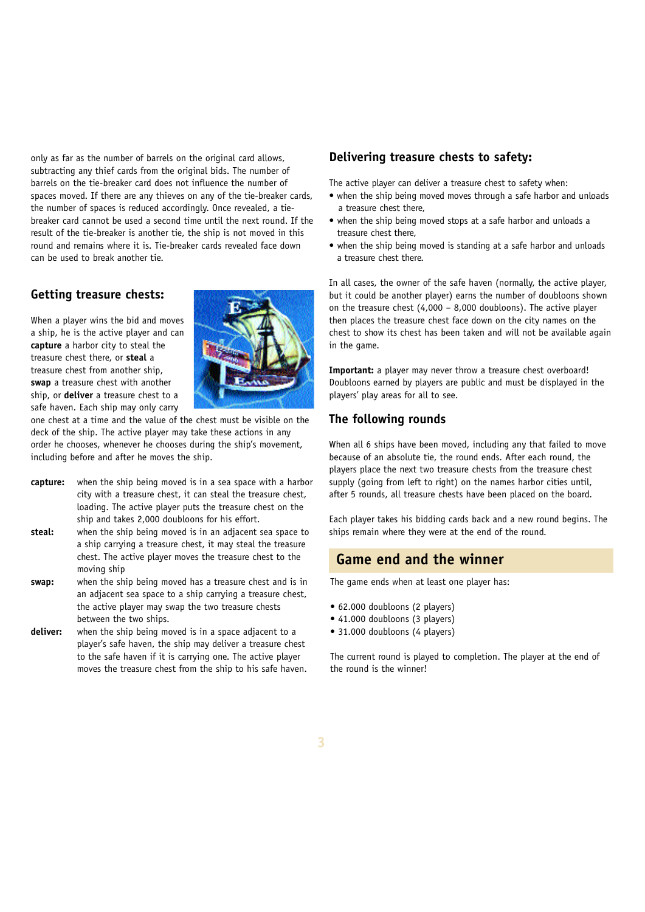only as far as the number of barrels on the original card allows, subtracting any thief cards from the original bids. The number of barrels on the tie-breaker card does not influence the number of spaces moved. If there are any thieves on any of the tie-breaker cards, the number of spaces is reduced accordingly. Once revealed, a tie-breaker card cannot be used a second time until the next round. If the result of the tie-breaker is another tie, the ship is not moved in this round and remains where it is. Tie-breaker cards revealed face down can be used to break another tie.

## Getting treasure chests:

When a player wins the bid and moves a ship, he is the active player and can **capture** a harbor city to steal the treasure chest there, or **steal** a treasure chest from another ship, **swap** a treasure chest with another ship, or **deliver** a treasure chest to a safe haven. Each ship may only carry one chest at a time and the value of the chest must be visible on the deck of the ship. The active player may take these actions in any order he chooses, whenever he chooses during the ship's movement, including before and after he moves the ship.

**capture:** when the ship being moved is in a sea space with a harbor city with a treasure chest, it can steal the treasure chest, loading. The active player puts the treasure chest on the ship and takes 2,000 doubloons for his effort.

**steal:** when the ship being moved is in an adjacent sea space to a ship carrying a treasure chest, it may steal the treasure chest. The active player moves the treasure chest to the moving ship

**swap:** when the ship being moved has a treasure chest and is in an adjacent sea space to a ship carrying a treasure chest, the active player may swap the two treasure chests between the two ships.

**deliver:** when the ship being moved is in a space adjacent to a player's safe haven, the ship may deliver a treasure chest to the safe haven if it is carrying one. The active player moves the treasure chest from the ship to his safe haven.

## Delivering treasure chests to safety:

The active player can deliver a treasure chest to safety when:

- when the ship being moved moves through a safe harbor and unloads a treasure chest there,
- when the ship being moved stops at a safe harbor and unloads a treasure chest there,
- when the ship being moved is standing at a safe harbor and unloads a treasure chest there.

In all cases, the owner of the safe haven (normally, the active player, but it could be another player) earns the number of doubloons shown on the treasure chest (4,000 – 8,000 doubloons). The active player then places the treasure chest face down on the city names on the chest to show its chest has been taken and will not be available again in the game.

**Important:** a player may never throw a treasure chest overboard! Doubloons earned by players are public and must be displayed in the players' play areas for all to see.

## The following rounds

When all 6 ships have been moved, including any that failed to move because of an absolute tie, the round ends. After each round, the players place the next two treasure chests from the treasure chest supply (going from left to right) on the names harbor cities until, after 5 rounds, all treasure chests have been placed on the board.

Each player takes his bidding cards back and a new round begins. The ships remain where they were at the end of the round.

## Game end and the winner

The game ends when at least one player has:

- 62.000 doubloons (2 players)
- 41.000 doubloons (3 players)
- 31.000 doubloons (4 players)

The current round is played to completion. The player at the end of the round is the winner!